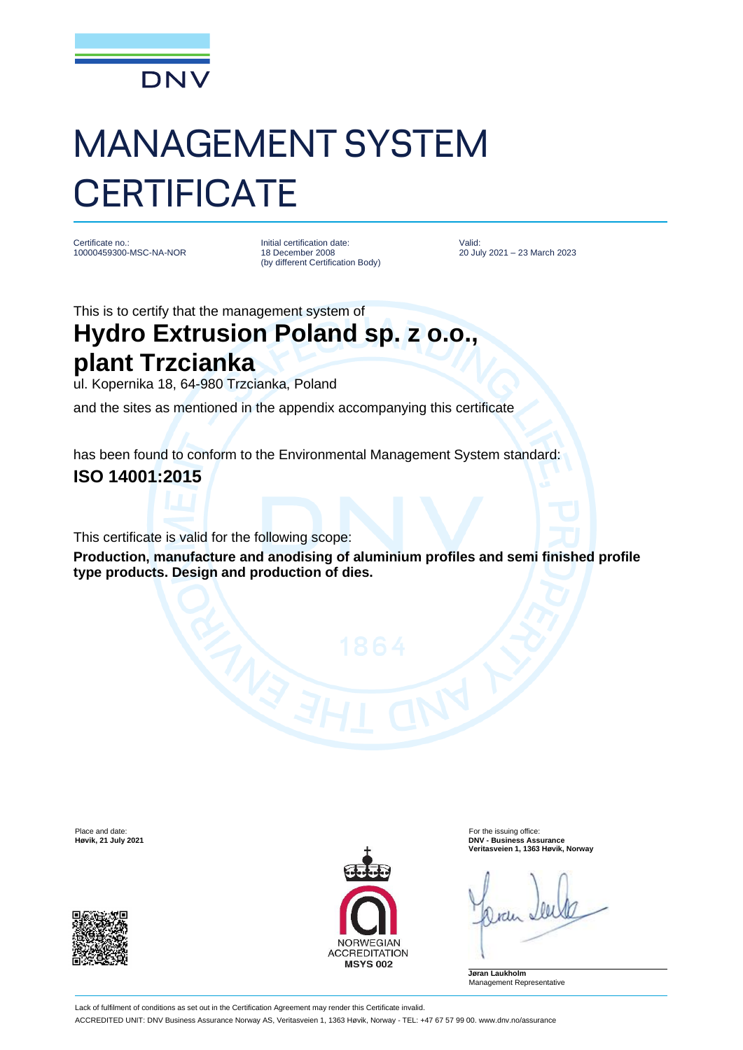# MANAGEMENT SYSTEM CERTIFICATE

Certificate no.:
10000459300-MSC-NA-NOR

Initial certification date:
18 December 2008
(by different Certification Body)

Valid:
20 July 2021 – 23 March 2023

This is to certify that the management system of

## Hydro Extrusion Poland sp. z o.o., plant Trzcianka

ul. Kopernika 18, 64-980 Trzcianka, Poland

and the sites as mentioned in the appendix accompanying this certificate

has been found to conform to the Environmental Management System standard:

**ISO 14001:2015**

This certificate is valid for the following scope:

**Production, manufacture and anodising of aluminium profiles and semi finished profile type products. Design and production of dies.**

Place and date:
**Høvik, 21 July 2021**

For the issuing office:
**DNV - Business Assurance**
**Veritasveien 1, 1363 Høvik, Norway**

NORWEGIAN ACCREDITATION
**MSYS 002**

**Jøran Laukholm**
Management Representative

Lack of fulfilment of conditions as set out in the Certification Agreement may render this Certificate invalid.

ACCREDITED UNIT: DNV Business Assurance Norway AS, Veritasveien 1, 1363 Høvik, Norway - TEL: +47 67 57 99 00. www.dnv.no/assurance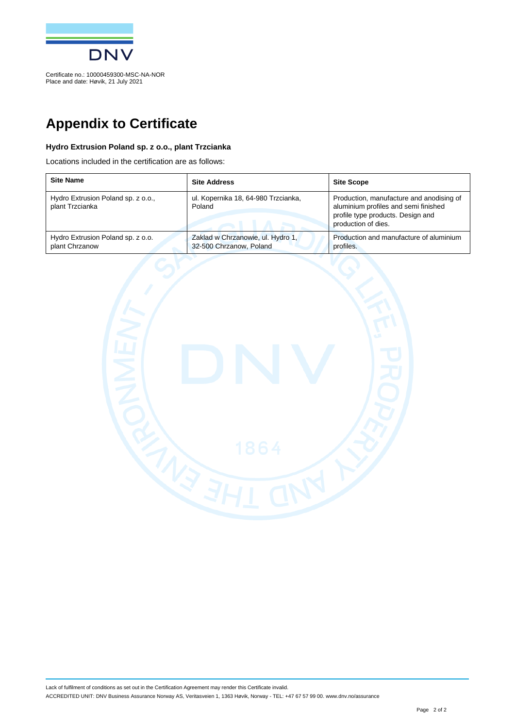Certificate no.: 10000459300-MSC-NA-NOR
Place and date: Høvik, 21 July 2021

# Appendix to Certificate

**Hydro Extrusion Poland sp. z o.o., plant Trzcianka**

Locations included in the certification are as follows:

| Site Name | Site Address | Site Scope |
|---|---|---|
| Hydro Extrusion Poland sp. z o.o., plant Trzcianka | ul. Kopernika 18, 64-980 Trzcianka, Poland | Production, manufacture and anodising of aluminium profiles and semi finished profile type products. Design and production of dies. |
| Hydro Extrusion Poland sp. z o.o. plant Chrzanow | Zaklad w Chrzanowie, ul. Hydro 1, 32-500 Chrzanow, Poland | Production and manufacture of aluminium profiles. |

Lack of fulfilment of conditions as set out in the Certification Agreement may render this Certificate invalid.

ACCREDITED UNIT: DNV Business Assurance Norway AS, Veritasveien 1, 1363 Høvik, Norway - TEL: +47 67 57 99 00. www.dnv.no/assurance